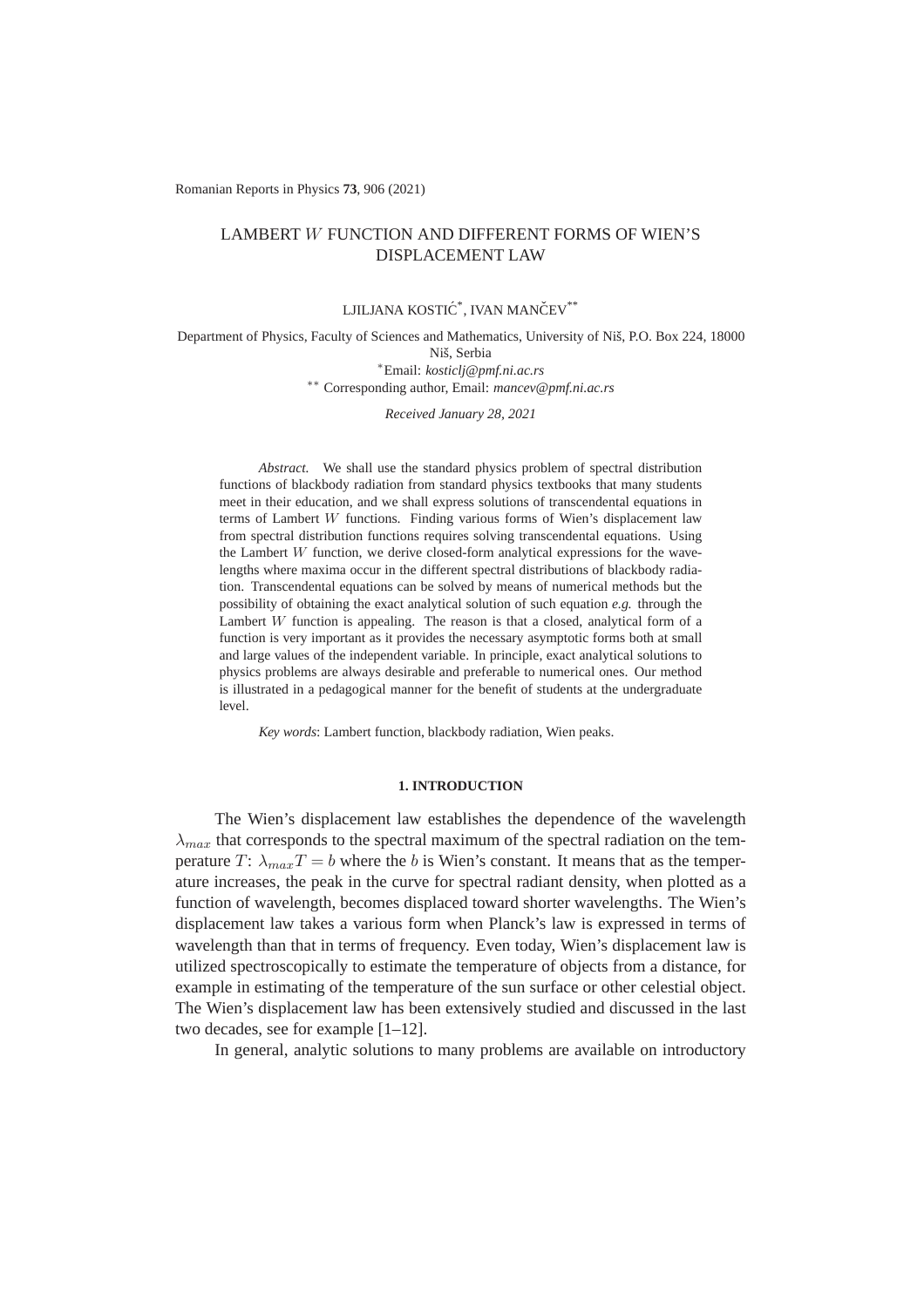Romanian Reports in Physics **73**, 906 (2021)

# LAMBERT $W$ FUNCTION AND DIFFERENT FORMS OF WIEN'S DISPLACEMENT LAW

LJILJANA KOSTIĆ[*], IVAN MANČEV[**]

Department of Physics, Faculty of Sciences and Mathematics, University of Niš, P.O. Box 224, 18000 Niš, Serbia
[*]Email: *kosticlj@pmf.ni.ac.rs*
[**] Corresponding author, Email: *mancev@pmf.ni.ac.rs*

*Received January 28, 2021*

*Abstract.* We shall use the standard physics problem of spectral distribution functions of blackbody radiation from standard physics textbooks that many students meet in their education, and we shall express solutions of transcendental equations in terms of Lambert $W$ functions. Finding various forms of Wien's displacement law from spectral distribution functions requires solving transcendental equations. Using the Lambert $W$ function, we derive closed-form analytical expressions for the wavelengths where maxima occur in the different spectral distributions of blackbody radiation. Transcendental equations can be solved by means of numerical methods but the possibility of obtaining the exact analytical solution of such equation *e.g.* through the Lambert $W$ function is appealing. The reason is that a closed, analytical form of a function is very important as it provides the necessary asymptotic forms both at small and large values of the independent variable. In principle, exact analytical solutions to physics problems are always desirable and preferable to numerical ones. Our method is illustrated in a pedagogical manner for the benefit of students at the undergraduate level.

*Key words*: Lambert function, blackbody radiation, Wien peaks.

## 1. INTRODUCTION

The Wien's displacement law establishes the dependence of the wavelength $\lambda_{max}$ that corresponds to the spectral maximum of the spectral radiation on the temperature $T$: $\lambda_{max}T = b$ where the $b$ is Wien's constant. It means that as the temperature increases, the peak in the curve for spectral radiant density, when plotted as a function of wavelength, becomes displaced toward shorter wavelengths. The Wien's displacement law takes a various form when Planck's law is expressed in terms of wavelength than that in terms of frequency. Even today, Wien's displacement law is utilized spectroscopically to estimate the temperature of objects from a distance, for example in estimating of the temperature of the sun surface or other celestial object. The Wien's displacement law has been extensively studied and discussed in the last two decades, see for example [1–12].

In general, analytic solutions to many problems are available on introductory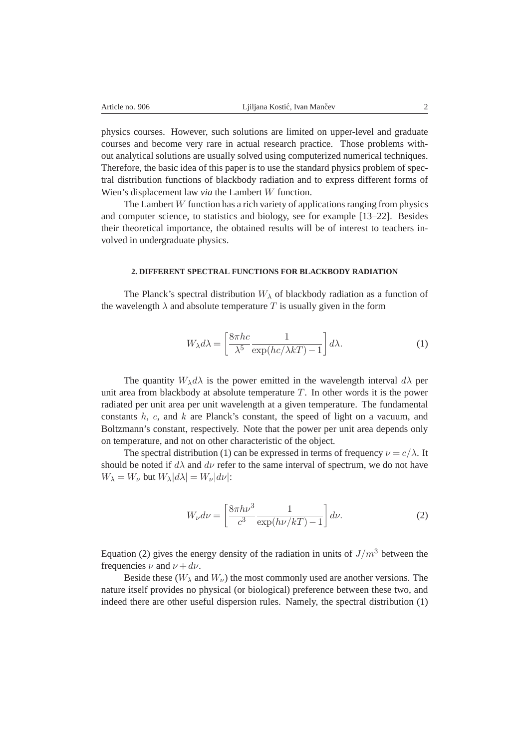physics courses. However, such solutions are limited on upper-level and graduate courses and become very rare in actual research practice. Those problems without analytical solutions are usually solved using computerized numerical techniques. Therefore, the basic idea of this paper is to use the standard physics problem of spectral distribution functions of blackbody radiation and to express different forms of Wien's displacement law *via* the Lambert $W$ function.

The Lambert $W$ function has a rich variety of applications ranging from physics and computer science, to statistics and biology, see for example [13–22]. Besides their theoretical importance, the obtained results will be of interest to teachers involved in undergraduate physics.

## 2. DIFFERENT SPECTRAL FUNCTIONS FOR BLACKBODY RADIATION

The Planck's spectral distribution $W_\lambda$ of blackbody radiation as a function of the wavelength $\lambda$ and absolute temperature $T$ is usually given in the form

$$W_\lambda d\lambda = \left[\frac{8\pi hc}{\lambda^5}\frac{1}{\exp(hc/\lambda kT)-1}\right]d\lambda. \tag{1}$$

The quantity $W_\lambda d\lambda$ is the power emitted in the wavelength interval $d\lambda$ per unit area from blackbody at absolute temperature $T$. In other words it is the power radiated per unit area per unit wavelength at a given temperature. The fundamental constants $h$, $c$, and $k$ are Planck's constant, the speed of light on a vacuum, and Boltzmann's constant, respectively. Note that the power per unit area depends only on temperature, and not on other characteristic of the object.

The spectral distribution (1) can be expressed in terms of frequency $\nu = c/\lambda$. It should be noted if $d\lambda$ and $d\nu$ refer to the same interval of spectrum, we do not have $W_\lambda = W_\nu$ but $W_\lambda|d\lambda| = W_\nu|d\nu|$:

$$W_\nu d\nu = \left[\frac{8\pi h\nu^3}{c^3}\frac{1}{\exp(h\nu/kT)-1}\right]d\nu. \tag{2}$$

Equation (2) gives the energy density of the radiation in units of $J/m^3$ between the frequencies $\nu$ and $\nu + d\nu$.

Beside these ($W_\lambda$ and $W_\nu$) the most commonly used are another versions. The nature itself provides no physical (or biological) preference between these two, and indeed there are other useful dispersion rules. Namely, the spectral distribution (1)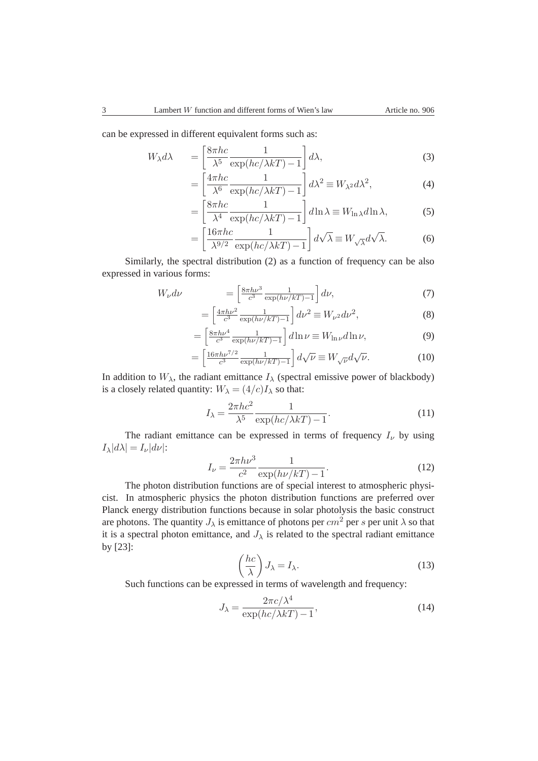can be expressed in different equivalent forms such as:

$$W_\lambda d\lambda = \left[\frac{8\pi hc}{\lambda^5}\frac{1}{\exp(hc/\lambda kT)-1}\right]d\lambda, \tag{3}$$

$$= \left[\frac{4\pi hc}{\lambda^6}\frac{1}{\exp(hc/\lambda kT)-1}\right]d\lambda^2 \equiv W_{\lambda^2}d\lambda^2, \tag{4}$$

$$= \left[\frac{8\pi hc}{\lambda^4}\frac{1}{\exp(hc/\lambda kT)-1}\right]d\ln\lambda \equiv W_{\ln\lambda}d\ln\lambda, \tag{5}$$

$$= \left[\frac{16\pi hc}{\lambda^{9/2}}\frac{1}{\exp(hc/\lambda kT)-1}\right]d\sqrt{\lambda} \equiv W_{\sqrt{\lambda}}d\sqrt{\lambda}. \tag{6}$$

Similarly, the spectral distribution (2) as a function of frequency can be also expressed in various forms:

$$W_\nu d\nu = \left[\frac{8\pi h\nu^3}{c^3}\frac{1}{\exp(h\nu/kT)-1}\right]d\nu, \tag{7}$$

$$= \left[\frac{4\pi h\nu^2}{c^3}\frac{1}{\exp(h\nu/kT)-1}\right]d\nu^2 \equiv W_{\nu^2}d\nu^2, \tag{8}$$

$$= \left[\frac{8\pi h\nu^4}{c^3}\frac{1}{\exp(h\nu/kT)-1}\right]d\ln\nu \equiv W_{\ln\nu}d\ln\nu, \tag{9}$$

$$= \left[\frac{16\pi h\nu^{7/2}}{c^3}\frac{1}{\exp(h\nu/kT)-1}\right]d\sqrt{\nu} \equiv W_{\sqrt{\nu}}d\sqrt{\nu}. \tag{10}$$

In addition to $W_\lambda$, the radiant emittance $I_\lambda$ (spectral emissive power of blackbody) is a closely related quantity: $W_\lambda = (4/c)I_\lambda$ so that:

$$I_\lambda = \frac{2\pi hc^2}{\lambda^5}\frac{1}{\exp(hc/\lambda kT)-1}. \tag{11}$$

The radiant emittance can be expressed in terms of frequency $I_\nu$ by using $I_\lambda|d\lambda| = I_\nu|d\nu|$:

$$I_\nu = \frac{2\pi h\nu^3}{c^2}\frac{1}{\exp(h\nu/kT)-1}. \tag{12}$$

The photon distribution functions are of special interest to atmospheric physicist. In atmospheric physics the photon distribution functions are preferred over Planck energy distribution functions because in solar photolysis the basic construct are photons. The quantity $J_\lambda$ is emittance of photons per $cm^2$ per $s$ per unit $\lambda$ so that it is a spectral photon emittance, and $J_\lambda$ is related to the spectral radiant emittance by [23]:

$$\left(\frac{hc}{\lambda}\right)J_\lambda = I_\lambda. \tag{13}$$

Such functions can be expressed in terms of wavelength and frequency:

$$J_\lambda = \frac{2\pi c/\lambda^4}{\exp(hc/\lambda kT)-1}, \tag{14}$$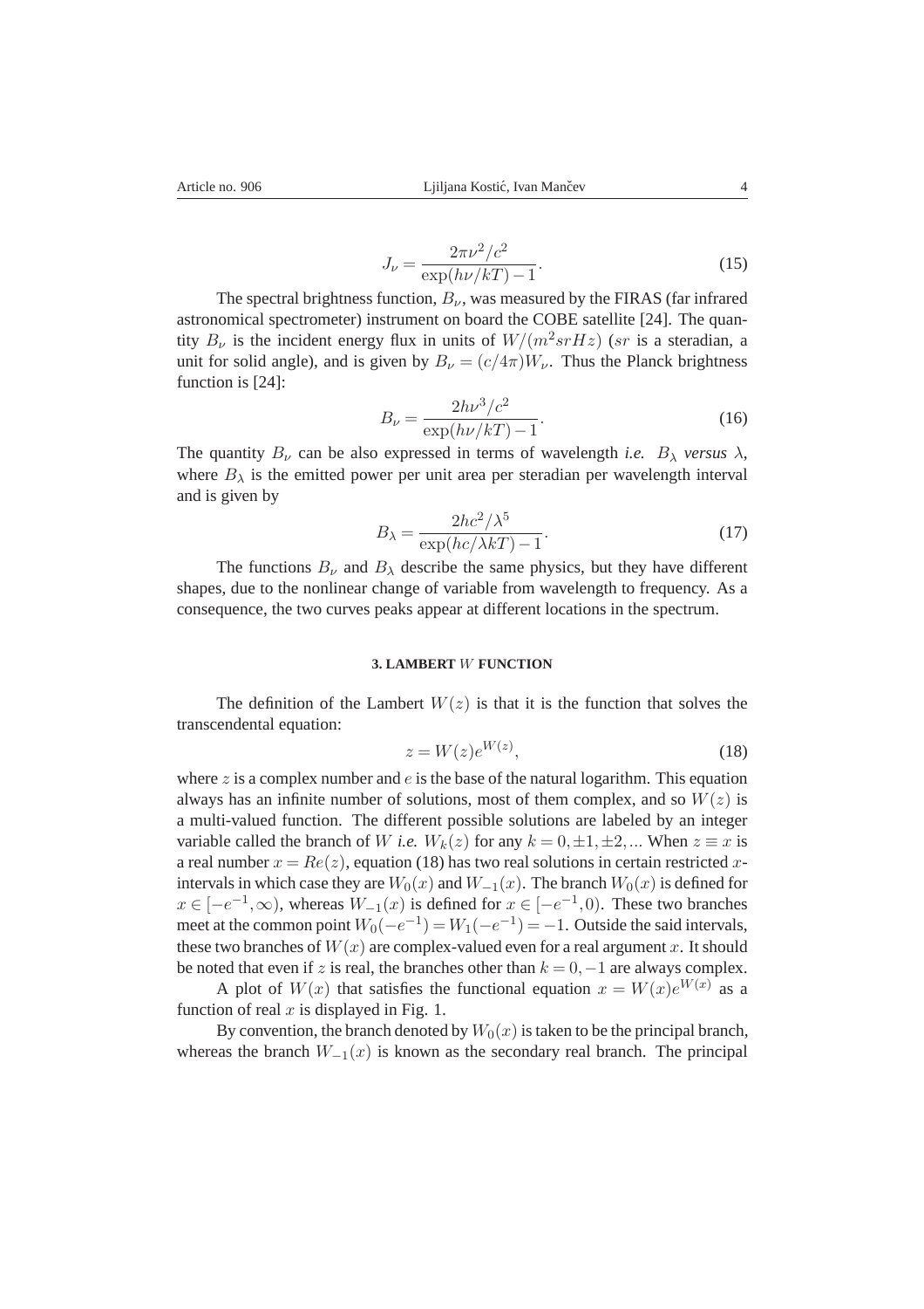$$J_\nu = \frac{2\pi\nu^2/c^2}{\exp(h\nu/kT)-1}. \tag{15}$$

The spectral brightness function, $B_\nu$, was measured by the FIRAS (far infrared astronomical spectrometer) instrument on board the COBE satellite [24]. The quantity $B_\nu$ is the incident energy flux in units of $W/(m^2 sr Hz)$ ($sr$ is a steradian, a unit for solid angle), and is given by $B_\nu = (c/4\pi)W_\nu$. Thus the Planck brightness function is [24]:

$$B_\nu = \frac{2h\nu^3/c^2}{\exp(h\nu/kT)-1}. \tag{16}$$

The quantity $B_\nu$ can be also expressed in terms of wavelength *i.e.* $B_\lambda$ *versus* $\lambda$, where $B_\lambda$ is the emitted power per unit area per steradian per wavelength interval and is given by

$$B_\lambda = \frac{2hc^2/\lambda^5}{\exp(hc/\lambda kT)-1}. \tag{17}$$

The functions $B_\nu$ and $B_\lambda$ describe the same physics, but they have different shapes, due to the nonlinear change of variable from wavelength to frequency. As a consequence, the two curves peaks appear at different locations in the spectrum.

## 3. LAMBERT $W$ FUNCTION

The definition of the Lambert $W(z)$ is that it is the function that solves the transcendental equation:

$$z = W(z)e^{W(z)}, \tag{18}$$

where $z$ is a complex number and $e$ is the base of the natural logarithm. This equation always has an infinite number of solutions, most of them complex, and so $W(z)$ is a multi-valued function. The different possible solutions are labeled by an integer variable called the branch of $W$ *i.e.* $W_k(z)$ for any $k = 0, \pm 1, \pm 2, ...$ When $z \equiv x$ is a real number $x = Re(z)$, equation (18) has two real solutions in certain restricted $x$-intervals in which case they are $W_0(x)$ and $W_{-1}(x)$. The branch $W_0(x)$ is defined for $x \in [-e^{-1}, \infty)$, whereas $W_{-1}(x)$ is defined for $x \in [-e^{-1}, 0)$. These two branches meet at the common point $W_0(-e^{-1}) = W_1(-e^{-1}) = -1$. Outside the said intervals, these two branches of $W(x)$ are complex-valued even for a real argument $x$. It should be noted that even if $z$ is real, the branches other than $k = 0, -1$ are always complex.

A plot of $W(x)$ that satisfies the functional equation $x = W(x)e^{W(x)}$ as a function of real $x$ is displayed in Fig. 1.

By convention, the branch denoted by $W_0(x)$ is taken to be the principal branch, whereas the branch $W_{-1}(x)$ is known as the secondary real branch. The principal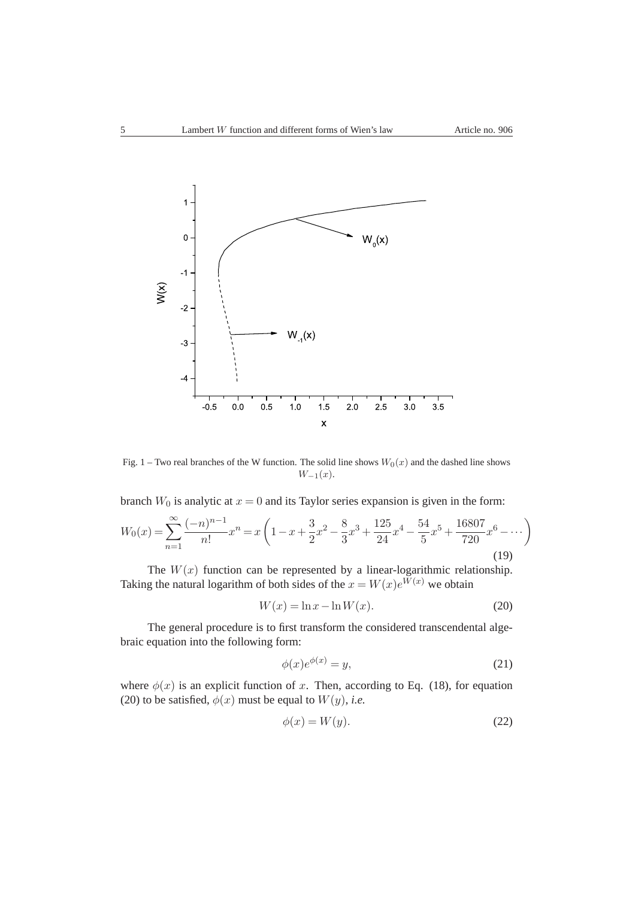Fig. 1 – Two real branches of the W function. The solid line shows $W_0(x)$ and the dashed line shows $W_{-1}(x)$.

branch $W_0$ is analytic at $x = 0$ and its Taylor series expansion is given in the form:

$$W_0(x) = \sum_{n=1}^{\infty} \frac{(-n)^{n-1}}{n!} x^n = x\left(1 - x + \frac{3}{2}x^2 - \frac{8}{3}x^3 + \frac{125}{24}x^4 - \frac{54}{5}x^5 + \frac{16807}{720}x^6 - \cdots\right) \tag{19}$$

The $W(x)$ function can be represented by a linear-logarithmic relationship. Taking the natural logarithm of both sides of the $x = W(x)e^{W(x)}$ we obtain

$$W(x) = \ln x - \ln W(x). \tag{20}$$

The general procedure is to first transform the considered transcendental algebraic equation into the following form:

$$\phi(x)e^{\phi(x)} = y, \tag{21}$$

where $\phi(x)$ is an explicit function of $x$. Then, according to Eq. (18), for equation (20) to be satisfied, $\phi(x)$ must be equal to $W(y)$, *i.e.*

$$\phi(x) = W(y). \tag{22}$$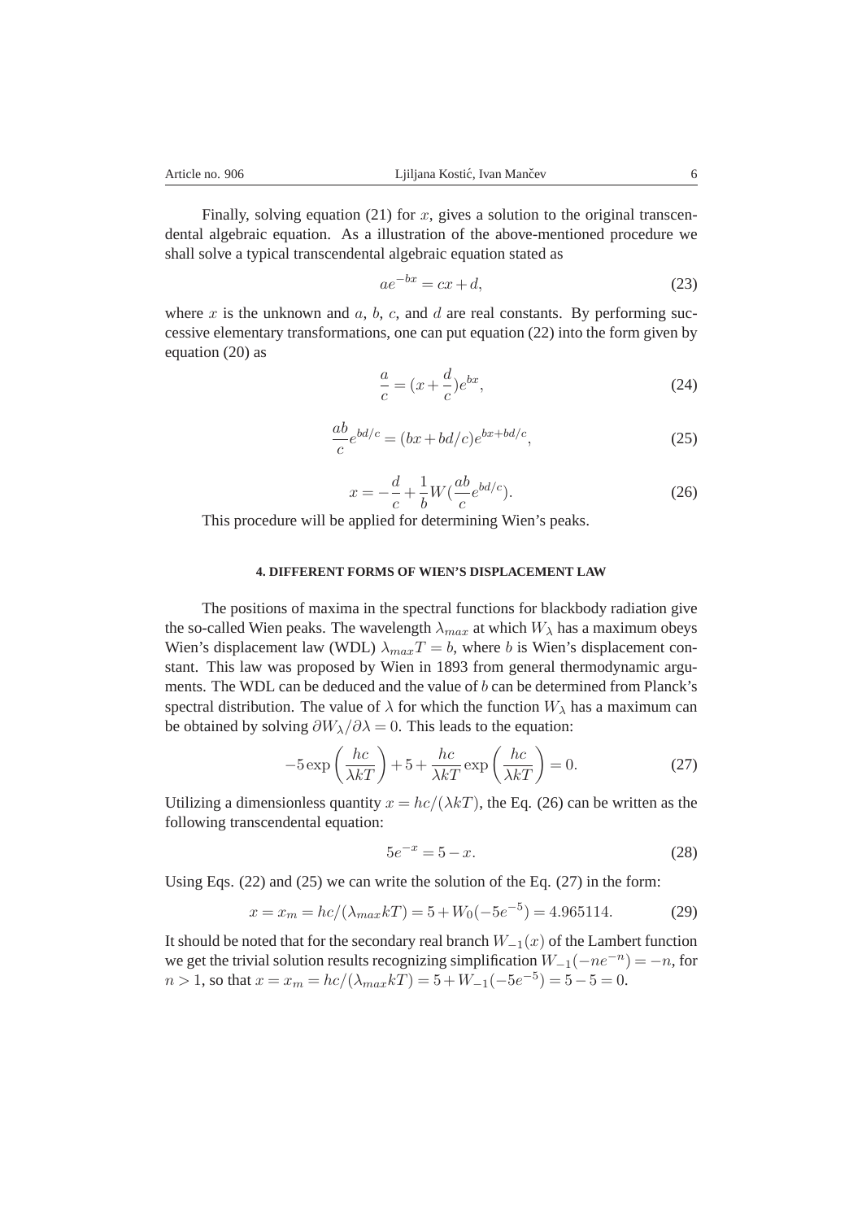Finally, solving equation (21) for $x$, gives a solution to the original transcendental algebraic equation. As a illustration of the above-mentioned procedure we shall solve a typical transcendental algebraic equation stated as

$$ae^{-bx} = cx + d, \tag{23}$$

where $x$ is the unknown and $a$, $b$, $c$, and $d$ are real constants. By performing successive elementary transformations, one can put equation (22) into the form given by equation (20) as

$$\frac{a}{c} = (x + \frac{d}{c})e^{bx}, \tag{24}$$

$$\frac{ab}{c}e^{bd/c} = (bx + bd/c)e^{bx+bd/c}, \tag{25}$$

$$x = -\frac{d}{c} + \frac{1}{b}W(\frac{ab}{c}e^{bd/c}). \tag{26}$$

This procedure will be applied for determining Wien's peaks.

#### 4. DIFFERENT FORMS OF WIEN'S DISPLACEMENT LAW

The positions of maxima in the spectral functions for blackbody radiation give the so-called Wien peaks. The wavelength $\lambda_{max}$ at which $W_\lambda$ has a maximum obeys Wien's displacement law (WDL) $\lambda_{max}T = b$, where $b$ is Wien's displacement constant. This law was proposed by Wien in 1893 from general thermodynamic arguments. The WDL can be deduced and the value of $b$ can be determined from Planck's spectral distribution. The value of $\lambda$ for which the function $W_\lambda$ has a maximum can be obtained by solving $\partial W_\lambda / \partial \lambda = 0$. This leads to the equation:

$$-5\exp\left(\frac{hc}{\lambda kT}\right) + 5 + \frac{hc}{\lambda kT}\exp\left(\frac{hc}{\lambda kT}\right) = 0. \tag{27}$$

Utilizing a dimensionless quantity $x = hc/(\lambda kT)$, the Eq. (26) can be written as the following transcendental equation:

$$5e^{-x} = 5 - x. \tag{28}$$

Using Eqs. (22) and (25) we can write the solution of the Eq. (27) in the form:

$$x = x_m = hc/(\lambda_{max}kT) = 5 + W_0(-5e^{-5}) = 4.965114. \tag{29}$$

It should be noted that for the secondary real branch $W_{-1}(x)$ of the Lambert function we get the trivial solution results recognizing simplification $W_{-1}(-ne^{-n}) = -n$, for $n > 1$, so that $x = x_m = hc/(\lambda_{max}kT) = 5 + W_{-1}(-5e^{-5}) = 5 - 5 = 0$.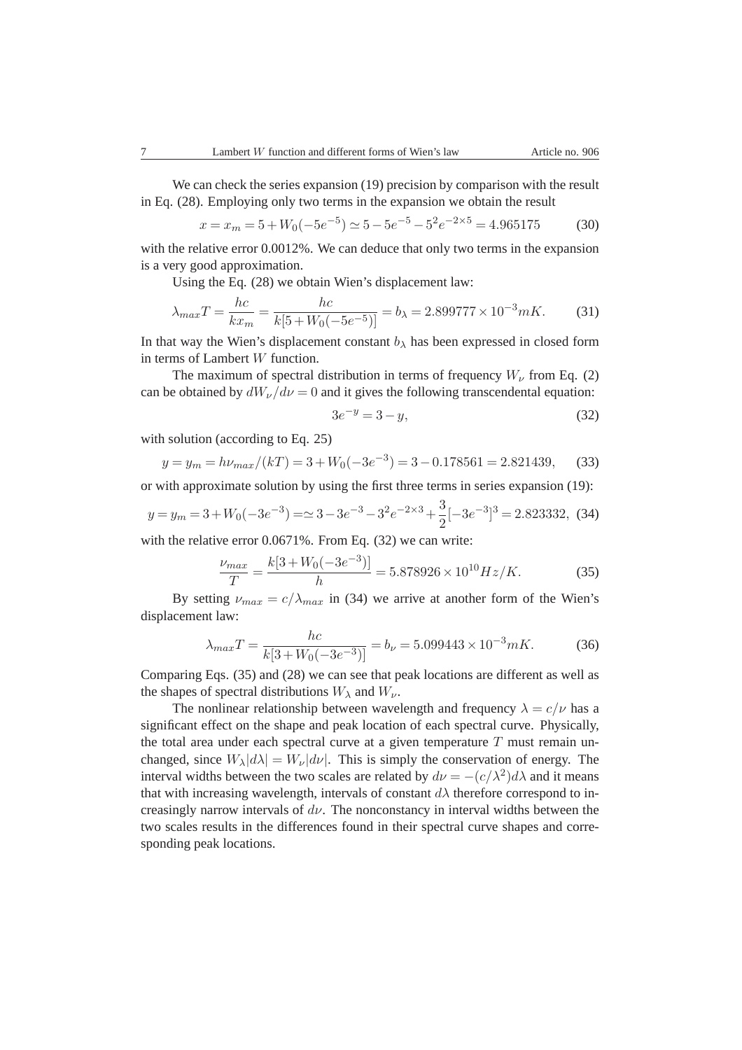We can check the series expansion (19) precision by comparison with the result in Eq. (28). Employing only two terms in the expansion we obtain the result

$$x = x_m = 5 + W_0(-5e^{-5}) \simeq 5 - 5e^{-5} - 5^2 e^{-2\times 5} = 4.965175 \tag{30}$$

with the relative error 0.0012%. We can deduce that only two terms in the expansion is a very good approximation.

Using the Eq. (28) we obtain Wien's displacement law:

$$\lambda_{max} T = \frac{hc}{k x_m} = \frac{hc}{k[5 + W_0(-5e^{-5})]} = b_\lambda = 2.899777 \times 10^{-3} mK. \tag{31}$$

In that way the Wien's displacement constant $b_\lambda$ has been expressed in closed form in terms of Lambert $W$ function.

The maximum of spectral distribution in terms of frequency $W_\nu$ from Eq. (2) can be obtained by $dW_\nu/d\nu = 0$ and it gives the following transcendental equation:

$$3e^{-y} = 3 - y, \tag{32}$$

with solution (according to Eq. 25)

$$y = y_m = h\nu_{max}/(kT) = 3 + W_0(-3e^{-3}) = 3 - 0.178561 = 2.821439, \tag{33}$$

or with approximate solution by using the first three terms in series expansion (19):

$$y = y_m = 3 + W_0(-3e^{-3}) = \simeq 3 - 3e^{-3} - 3^2 e^{-2\times 3} + \frac{3}{2}[-3e^{-3}]^3 = 2.823332, \tag{34}$$

with the relative error 0.0671%. From Eq. (32) we can write:

$$\frac{\nu_{max}}{T} = \frac{k[3 + W_0(-3e^{-3})]}{h} = 5.878926 \times 10^{10} Hz/K. \tag{35}$$

By setting $\nu_{max} = c/\lambda_{max}$ in (34) we arrive at another form of the Wien's displacement law:

$$\lambda_{max} T = \frac{hc}{k[3 + W_0(-3e^{-3})]} = b_\nu = 5.099443 \times 10^{-3} mK. \tag{36}$$

Comparing Eqs. (35) and (28) we can see that peak locations are different as well as the shapes of spectral distributions $W_\lambda$ and $W_\nu$.

The nonlinear relationship between wavelength and frequency $\lambda = c/\nu$ has a significant effect on the shape and peak location of each spectral curve. Physically, the total area under each spectral curve at a given temperature $T$ must remain unchanged, since $W_\lambda |d\lambda| = W_\nu |d\nu|$. This is simply the conservation of energy. The interval widths between the two scales are related by $d\nu = -(c/\lambda^2) d\lambda$ and it means that with increasing wavelength, intervals of constant $d\lambda$ therefore correspond to increasingly narrow intervals of $d\nu$. The nonconstancy in interval widths between the two scales results in the differences found in their spectral curve shapes and corresponding peak locations.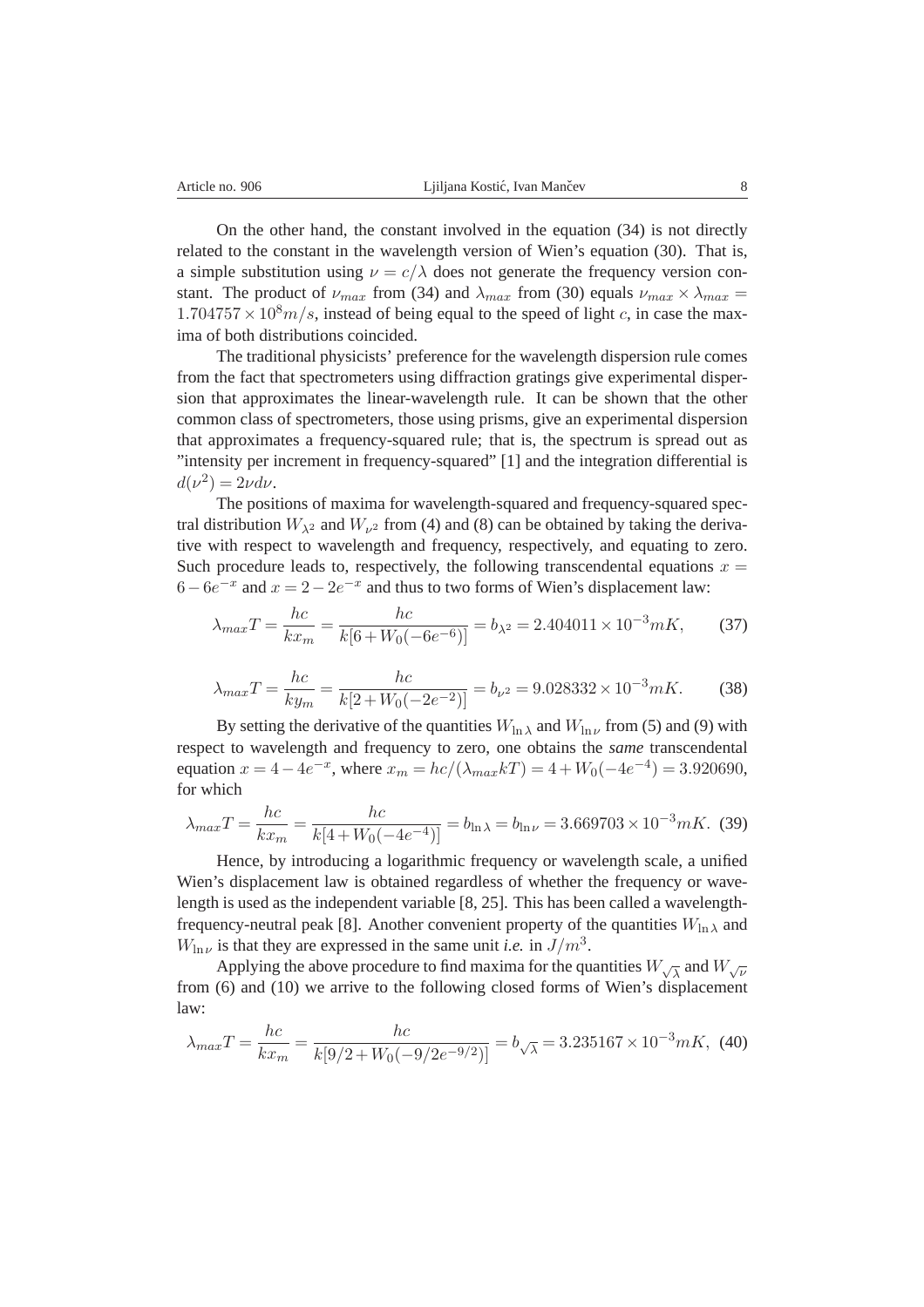On the other hand, the constant involved in the equation (34) is not directly related to the constant in the wavelength version of Wien's equation (30). That is, a simple substitution using $\nu = c/\lambda$ does not generate the frequency version constant. The product of $\nu_{max}$ from (34) and $\lambda_{max}$ from (30) equals $\nu_{max} \times \lambda_{max} = 1.704757 \times 10^8 m/s$, instead of being equal to the speed of light $c$, in case the maxima of both distributions coincided.

The traditional physicists' preference for the wavelength dispersion rule comes from the fact that spectrometers using diffraction gratings give experimental dispersion that approximates the linear-wavelength rule. It can be shown that the other common class of spectrometers, those using prisms, give an experimental dispersion that approximates a frequency-squared rule; that is, the spectrum is spread out as "intensity per increment in frequency-squared" [1] and the integration differential is $d(\nu^2) = 2\nu d\nu$.

The positions of maxima for wavelength-squared and frequency-squared spectral distribution $W_{\lambda^2}$ and $W_{\nu^2}$ from (4) and (8) can be obtained by taking the derivative with respect to wavelength and frequency, respectively, and equating to zero. Such procedure leads to, respectively, the following transcendental equations $x = 6 - 6e^{-x}$ and $x = 2 - 2e^{-x}$ and thus to two forms of Wien's displacement law:

$$\lambda_{max} T = \frac{hc}{kx_m} = \frac{hc}{k[6 + W_0(-6e^{-6})]} = b_{\lambda^2} = 2.404011 \times 10^{-3} mK, \qquad (37)$$

$$\lambda_{max} T = \frac{hc}{ky_m} = \frac{hc}{k[2 + W_0(-2e^{-2})]} = b_{\nu^2} = 9.028332 \times 10^{-3} mK. \qquad (38)$$

By setting the derivative of the quantities $W_{\ln\lambda}$ and $W_{\ln\nu}$ from (5) and (9) with respect to wavelength and frequency to zero, one obtains the *same* transcendental equation $x = 4 - 4e^{-x}$, where $x_m = hc/(\lambda_{max} kT) = 4 + W_0(-4e^{-4}) = 3.920690$, for which

$$\lambda_{max} T = \frac{hc}{kx_m} = \frac{hc}{k[4 + W_0(-4e^{-4})]} = b_{\ln\lambda} = b_{\ln\nu} = 3.669703 \times 10^{-3} mK. \quad (39)$$

Hence, by introducing a logarithmic frequency or wavelength scale, a unified Wien's displacement law is obtained regardless of whether the frequency or wavelength is used as the independent variable [8, 25]. This has been called a wavelength-frequency-neutral peak [8]. Another convenient property of the quantities $W_{\ln\lambda}$ and $W_{\ln\nu}$ is that they are expressed in the same unit *i.e.* in $J/m^3$.

Applying the above procedure to find maxima for the quantities $W_{\sqrt{\lambda}}$ and $W_{\sqrt{\nu}}$ from (6) and (10) we arrive to the following closed forms of Wien's displacement law:

$$\lambda_{max} T = \frac{hc}{kx_m} = \frac{hc}{k[9/2 + W_0(-9/2e^{-9/2})]} = b_{\sqrt{\lambda}} = 3.235167 \times 10^{-3} mK, \quad (40)$$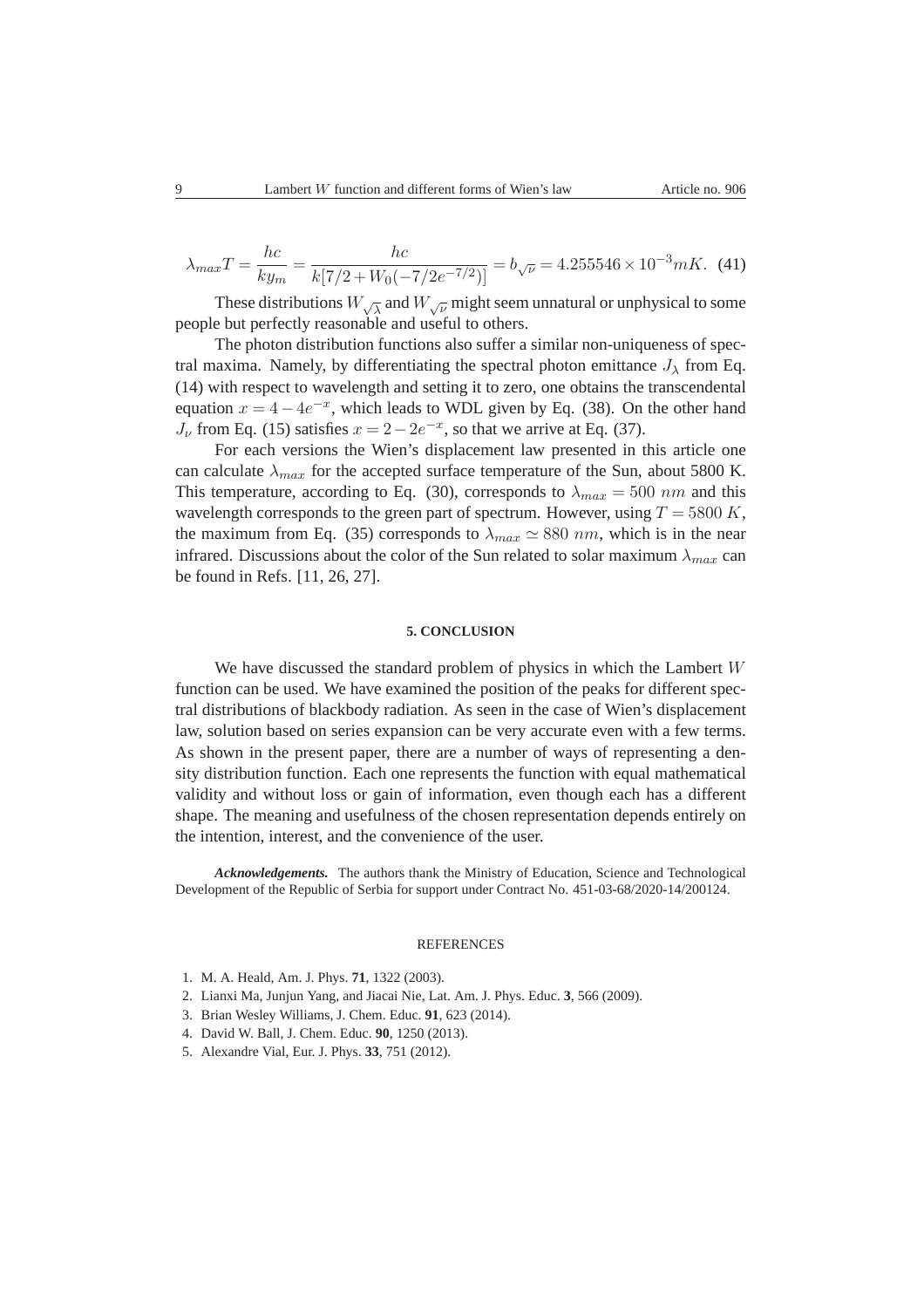$$\lambda_{max}T = \frac{hc}{ky_m} = \frac{hc}{k[7/2 + W_0(-7/2e^{-7/2})]} = b_{\sqrt{\nu}} = 4.255546 \times 10^{-3} mK. \quad (41)$$

These distributions $W_{\sqrt{\lambda}}$ and $W_{\sqrt{\nu}}$ might seem unnatural or unphysical to some people but perfectly reasonable and useful to others.

The photon distribution functions also suffer a similar non-uniqueness of spectral maxima. Namely, by differentiating the spectral photon emittance $J_\lambda$ from Eq. (14) with respect to wavelength and setting it to zero, one obtains the transcendental equation $x = 4 - 4e^{-x}$, which leads to WDL given by Eq. (38). On the other hand $J_\nu$ from Eq. (15) satisfies $x = 2 - 2e^{-x}$, so that we arrive at Eq. (37).

For each versions the Wien's displacement law presented in this article one can calculate $\lambda_{max}$ for the accepted surface temperature of the Sun, about 5800 K. This temperature, according to Eq. (30), corresponds to $\lambda_{max} = 500\ nm$ and this wavelength corresponds to the green part of spectrum. However, using $T = 5800\ K$, the maximum from Eq. (35) corresponds to $\lambda_{max} \simeq 880\ nm$, which is in the near infrared. Discussions about the color of the Sun related to solar maximum $\lambda_{max}$ can be found in Refs. [11, 26, 27].

## 5. CONCLUSION

We have discussed the standard problem of physics in which the Lambert $W$ function can be used. We have examined the position of the peaks for different spectral distributions of blackbody radiation. As seen in the case of Wien's displacement law, solution based on series expansion can be very accurate even with a few terms. As shown in the present paper, there are a number of ways of representing a density distribution function. Each one represents the function with equal mathematical validity and without loss or gain of information, even though each has a different shape. The meaning and usefulness of the chosen representation depends entirely on the intention, interest, and the convenience of the user.

***Acknowledgements.*** The authors thank the Ministry of Education, Science and Technological Development of the Republic of Serbia for support under Contract No. 451-03-68/2020-14/200124.

## REFERENCES

1. M. A. Heald, Am. J. Phys. **71**, 1322 (2003).
2. Lianxi Ma, Junjun Yang, and Jiacai Nie, Lat. Am. J. Phys. Educ. **3**, 566 (2009).
3. Brian Wesley Williams, J. Chem. Educ. **91**, 623 (2014).
4. David W. Ball, J. Chem. Educ. **90**, 1250 (2013).
5. Alexandre Vial, Eur. J. Phys. **33**, 751 (2012).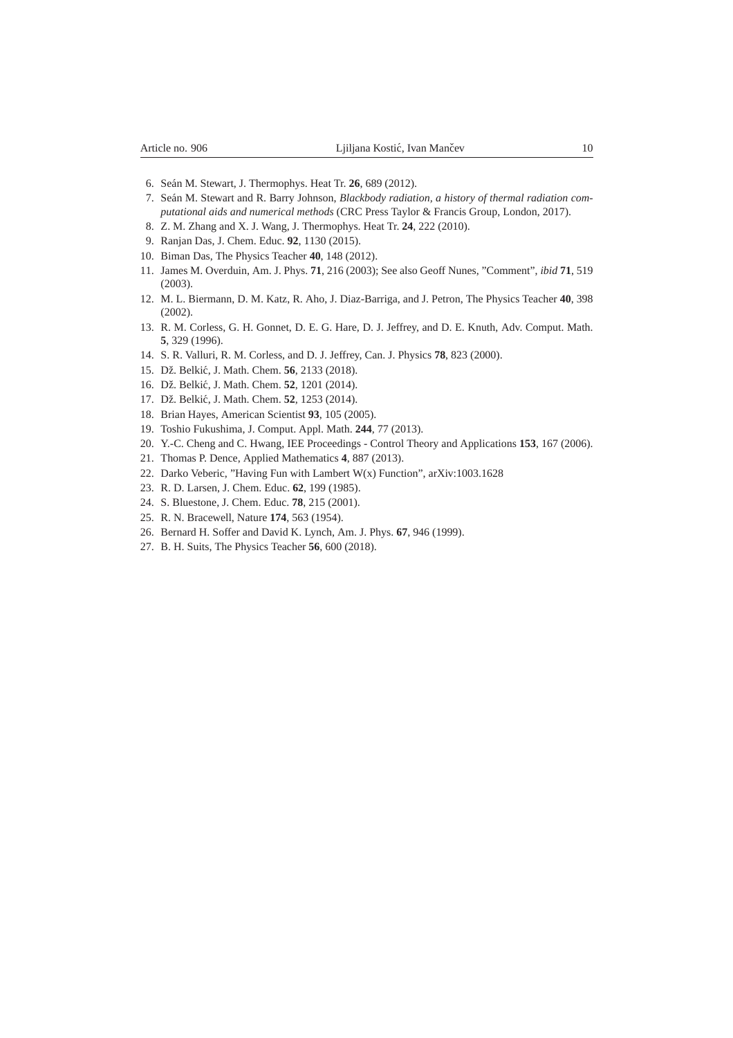6. Seán M. Stewart, J. Thermophys. Heat Tr. **26**, 689 (2012).
7. Seán M. Stewart and R. Barry Johnson, *Blackbody radiation, a history of thermal radiation computational aids and numerical methods* (CRC Press Taylor & Francis Group, London, 2017).
8. Z. M. Zhang and X. J. Wang, J. Thermophys. Heat Tr. **24**, 222 (2010).
9. Ranjan Das, J. Chem. Educ. **92**, 1130 (2015).
10. Biman Das, The Physics Teacher **40**, 148 (2012).
11. James M. Overduin, Am. J. Phys. **71**, 216 (2003); See also Geoff Nunes, "Comment", *ibid* **71**, 519 (2003).
12. M. L. Biermann, D. M. Katz, R. Aho, J. Diaz-Barriga, and J. Petron, The Physics Teacher **40**, 398 (2002).
13. R. M. Corless, G. H. Gonnet, D. E. G. Hare, D. J. Jeffrey, and D. E. Knuth, Adv. Comput. Math. **5**, 329 (1996).
14. S. R. Valluri, R. M. Corless, and D. J. Jeffrey, Can. J. Physics **78**, 823 (2000).
15. Dž. Belkić, J. Math. Chem. **56**, 2133 (2018).
16. Dž. Belkić, J. Math. Chem. **52**, 1201 (2014).
17. Dž. Belkić, J. Math. Chem. **52**, 1253 (2014).
18. Brian Hayes, American Scientist **93**, 105 (2005).
19. Toshio Fukushima, J. Comput. Appl. Math. **244**, 77 (2013).
20. Y.-C. Cheng and C. Hwang, IEE Proceedings - Control Theory and Applications **153**, 167 (2006).
21. Thomas P. Dence, Applied Mathematics **4**, 887 (2013).
22. Darko Veberic, "Having Fun with Lambert W(x) Function", arXiv:1003.1628
23. R. D. Larsen, J. Chem. Educ. **62**, 199 (1985).
24. S. Bluestone, J. Chem. Educ. **78**, 215 (2001).
25. R. N. Bracewell, Nature **174**, 563 (1954).
26. Bernard H. Soffer and David K. Lynch, Am. J. Phys. **67**, 946 (1999).
27. B. H. Suits, The Physics Teacher **56**, 600 (2018).